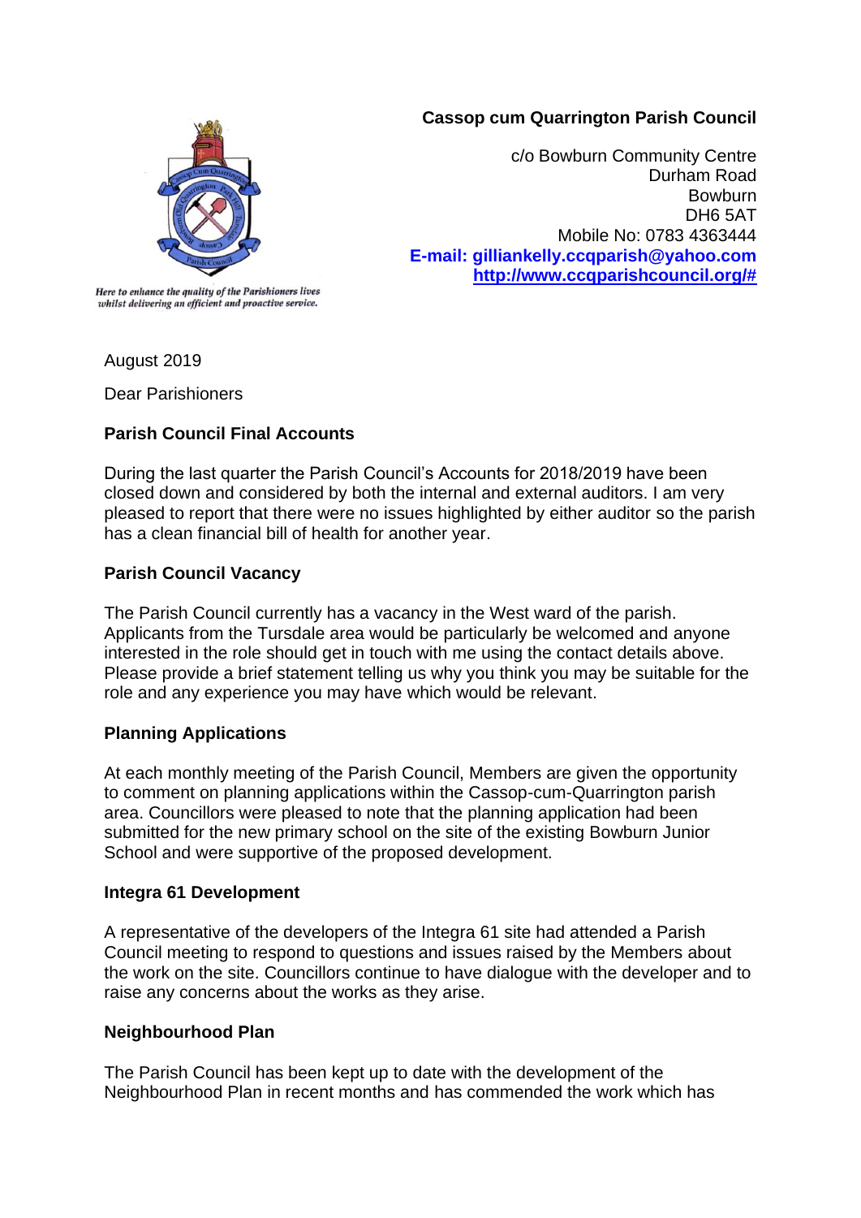Here to enhance the quality of the Parishioners lives whilst delivering an efficient and proactive service.

**Cassop cum Quarrington Parish Council**

c/o Bowburn Community Centre
Durham Road
Bowburn
DH6 5AT
Mobile No: 0783 4363444
**E-mail: gilliankelly.ccqparish@yahoo.com**
**http://www.ccqparishcouncil.org/#**

August 2019

Dear Parishioners

**Parish Council Final Accounts**

During the last quarter the Parish Council's Accounts for 2018/2019 have been closed down and considered by both the internal and external auditors. I am very pleased to report that there were no issues highlighted by either auditor so the parish has a clean financial bill of health for another year.

**Parish Council Vacancy**

The Parish Council currently has a vacancy in the West ward of the parish. Applicants from the Tursdale area would be particularly be welcomed and anyone interested in the role should get in touch with me using the contact details above. Please provide a brief statement telling us why you think you may be suitable for the role and any experience you may have which would be relevant.

**Planning Applications**

At each monthly meeting of the Parish Council, Members are given the opportunity to comment on planning applications within the Cassop-cum-Quarrington parish area. Councillors were pleased to note that the planning application had been submitted for the new primary school on the site of the existing Bowburn Junior School and were supportive of the proposed development.

**Integra 61 Development**

A representative of the developers of the Integra 61 site had attended a Parish Council meeting to respond to questions and issues raised by the Members about the work on the site. Councillors continue to have dialogue with the developer and to raise any concerns about the works as they arise.

**Neighbourhood Plan**

The Parish Council has been kept up to date with the development of the Neighbourhood Plan in recent months and has commended the work which has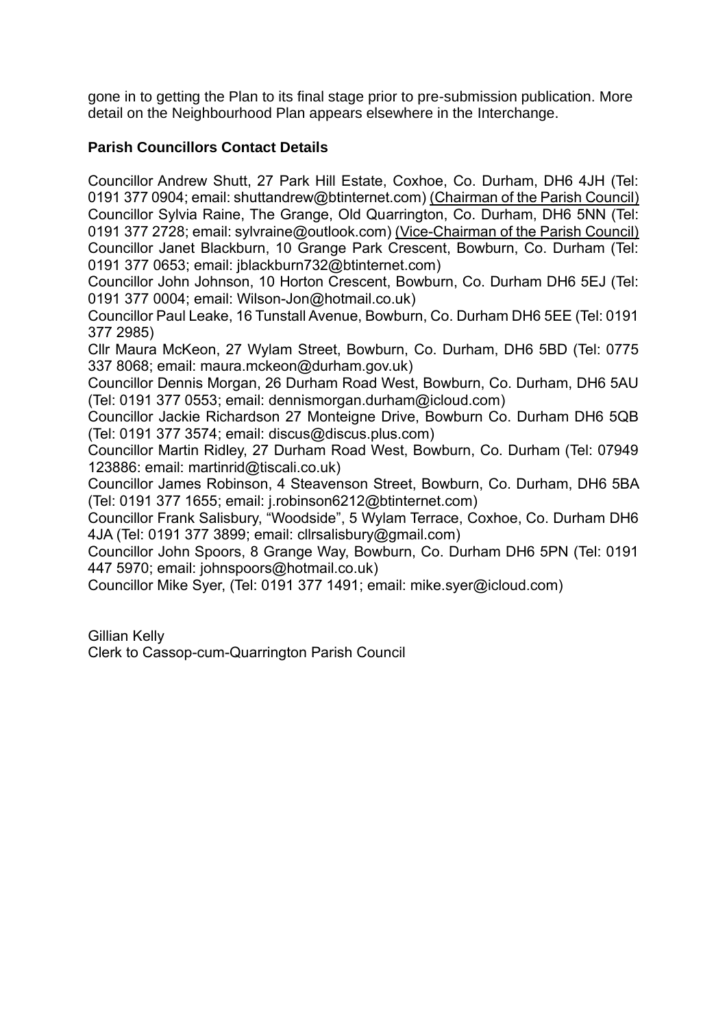gone in to getting the Plan to its final stage prior to pre-submission publication. More detail on the Neighbourhood Plan appears elsewhere in the Interchange.

**Parish Councillors Contact Details**

Councillor Andrew Shutt, 27 Park Hill Estate, Coxhoe, Co. Durham, DH6 4JH (Tel: 0191 377 0904; email: shuttandrew@btinternet.com) (Chairman of the Parish Council)
Councillor Sylvia Raine, The Grange, Old Quarrington, Co. Durham, DH6 5NN (Tel: 0191 377 2728; email: sylvraine@outlook.com) (Vice-Chairman of the Parish Council)
Councillor Janet Blackburn, 10 Grange Park Crescent, Bowburn, Co. Durham (Tel: 0191 377 0653; email: jblackburn732@btinternet.com)
Councillor John Johnson, 10 Horton Crescent, Bowburn, Co. Durham DH6 5EJ (Tel: 0191 377 0004; email: Wilson-Jon@hotmail.co.uk)
Councillor Paul Leake, 16 Tunstall Avenue, Bowburn, Co. Durham DH6 5EE (Tel: 0191 377 2985)
Cllr Maura McKeon, 27 Wylam Street, Bowburn, Co. Durham, DH6 5BD (Tel: 0775 337 8068; email: maura.mckeon@durham.gov.uk)
Councillor Dennis Morgan, 26 Durham Road West, Bowburn, Co. Durham, DH6 5AU (Tel: 0191 377 0553; email: dennismorgan.durham@icloud.com)
Councillor Jackie Richardson 27 Monteigne Drive, Bowburn Co. Durham DH6 5QB (Tel: 0191 377 3574; email: discus@discus.plus.com)
Councillor Martin Ridley, 27 Durham Road West, Bowburn, Co. Durham (Tel: 07949 123886: email: martinrid@tiscali.co.uk)
Councillor James Robinson, 4 Steavenson Street, Bowburn, Co. Durham, DH6 5BA (Tel: 0191 377 1655; email: j.robinson6212@btinternet.com)
Councillor Frank Salisbury, "Woodside", 5 Wylam Terrace, Coxhoe, Co. Durham DH6 4JA (Tel: 0191 377 3899; email: cllrsalisbury@gmail.com)
Councillor John Spoors, 8 Grange Way, Bowburn, Co. Durham DH6 5PN (Tel: 0191 447 5970; email: johnspoors@hotmail.co.uk)
Councillor Mike Syer, (Tel: 0191 377 1491; email: mike.syer@icloud.com)

Gillian Kelly
Clerk to Cassop-cum-Quarrington Parish Council